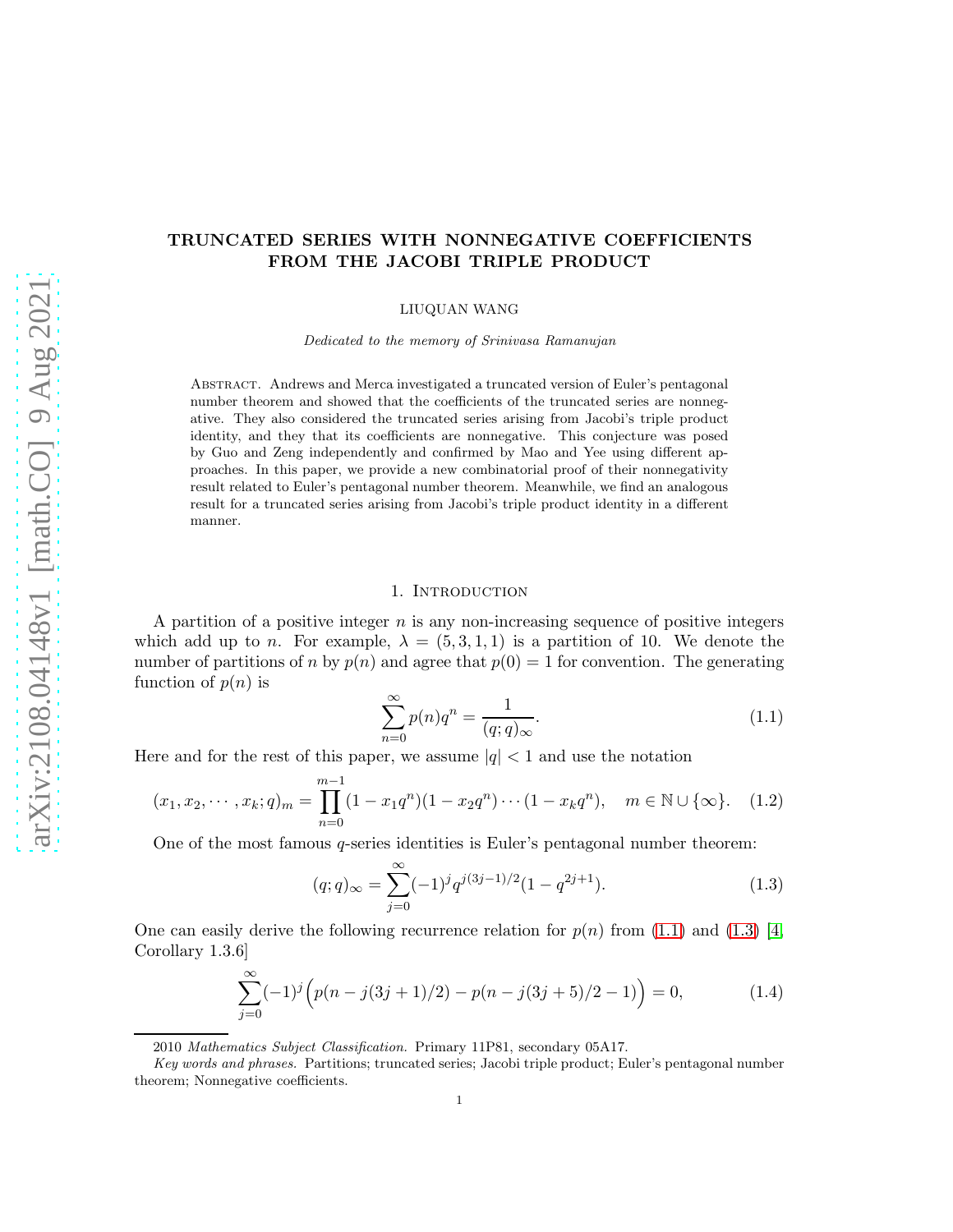# TRUNCATED SERIES WITH NONNEGATIVE COEFFICIENTS FROM THE JACOBI TRIPLE PRODUCT

LIUQUAN WANG

*Dedicated to the memory of Srinivasa Ramanujan*

Abstract. Andrews and Merca investigated a truncated version of Euler's pentagonal number theorem and showed that the coefficients of the truncated series are nonnegative. They also considered the truncated series arising from Jacobi's triple product identity, and they that its coefficients are nonnegative. This conjecture was posed by Guo and Zeng independently and confirmed by Mao and Yee using different approaches. In this paper, we provide a new combinatorial proof of their nonnegativity result related to Euler's pentagonal number theorem. Meanwhile, we find an analogous result for a truncated series arising from Jacobi's triple product identity in a different manner.

## 1. Introduction

A partition of a positive integer $n$ is any non-increasing sequence of positive integers which add up to $n$. For example, $\lambda = (5, 3, 1, 1)$ is a partition of 10. We denote the number of partitions of $n$ by $p(n)$ and agree that $p(0) = 1$ for convention. The generating function of $p(n)$ is

$$\sum_{n=0}^{\infty} p(n)q^n = \frac{1}{(q;q)_\infty}. \tag{1.1}$$

Here and for the rest of this paper, we assume $|q| < 1$ and use the notation

$$(x_1, x_2, \cdots, x_k; q)_m = \prod_{n=0}^{m-1} (1 - x_1q^n)(1 - x_2q^n)\cdots(1 - x_kq^n), \quad m \in \mathbb{N} \cup \{\infty\}. \tag{1.2}$$

One of the most famous $q$-series identities is Euler's pentagonal number theorem:

$$(q;q)_\infty = \sum_{j=0}^{\infty} (-1)^j q^{j(3j-1)/2}(1 - q^{2j+1}). \tag{1.3}$$

One can easily derive the following recurrence relation for $p(n)$ from (1.1) and (1.3) [4, Corollary 1.3.6]

$$\sum_{j=0}^{\infty} (-1)^j \Big( p(n - j(3j+1)/2) - p(n - j(3j+5)/2 - 1) \Big) = 0, \tag{1.4}$$

---

2010 *Mathematics Subject Classification.* Primary 11P81, secondary 05A17.

*Key words and phrases.* Partitions; truncated series; Jacobi triple product; Euler's pentagonal number theorem; Nonnegative coefficients.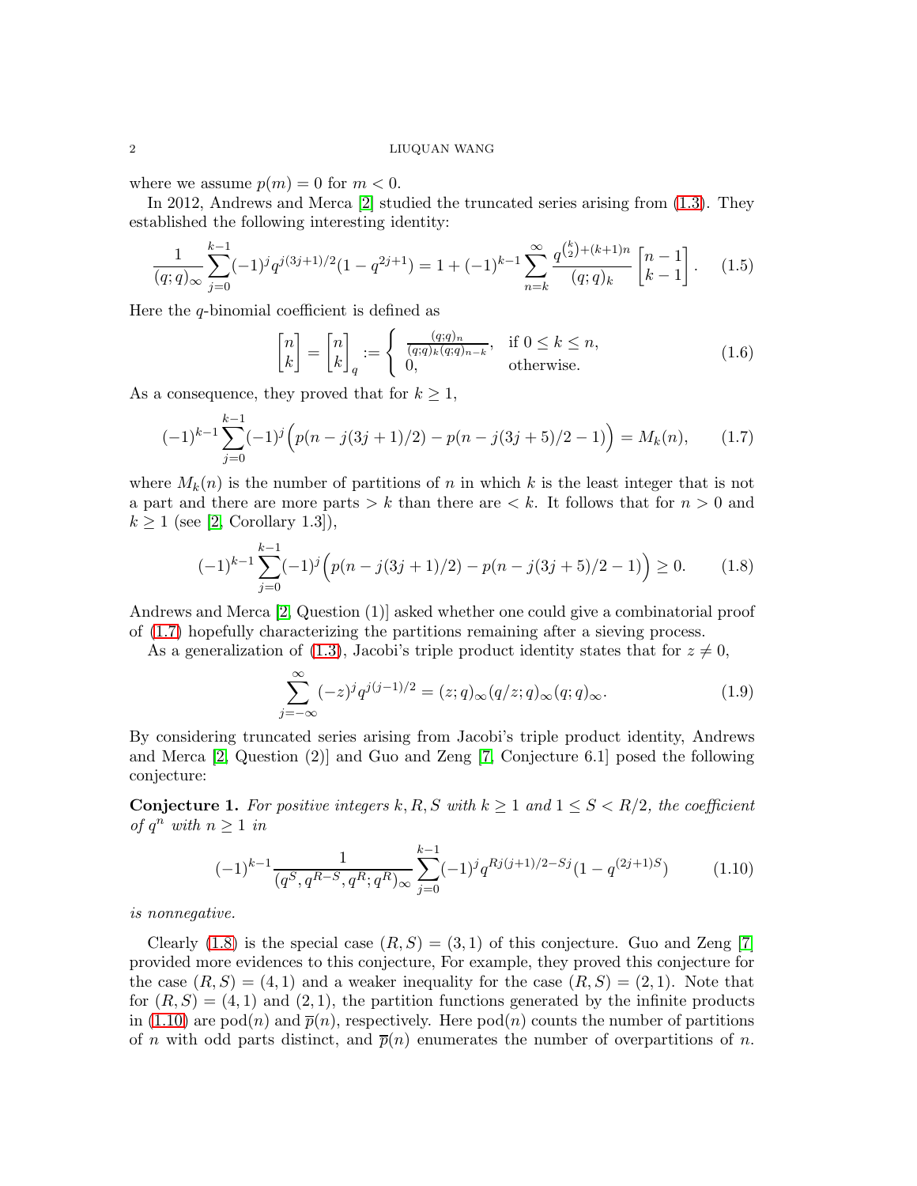where we assume $p(m) = 0$ for $m < 0$.

In 2012, Andrews and Merca [2] studied the truncated series arising from (1.3). They established the following interesting identity:

$$\frac{1}{(q;q)_\infty}\sum_{j=0}^{k-1}(-1)^j q^{j(3j+1)/2}(1-q^{2j+1}) = 1 + (-1)^{k-1}\sum_{n=k}^{\infty}\frac{q^{\binom{k}{2}+(k+1)n}}{(q;q)_k}\begin{bmatrix} n-1 \\ k-1 \end{bmatrix}. \tag{1.5}$$

Here the $q$-binomial coefficient is defined as

$$\begin{bmatrix} n \\ k \end{bmatrix} = \begin{bmatrix} n \\ k \end{bmatrix}_q := \begin{cases} \frac{(q;q)_n}{(q;q)_k (q;q)_{n-k}}, & \text{if } 0 \le k \le n, \\ 0, & \text{otherwise.} \end{cases} \tag{1.6}$$

As a consequence, they proved that for $k \ge 1$,

$$(-1)^{k-1}\sum_{j=0}^{k-1}(-1)^j\Big(p(n-j(3j+1)/2) - p(n-j(3j+5)/2-1)\Big) = M_k(n), \tag{1.7}$$

where $M_k(n)$ is the number of partitions of $n$ in which $k$ is the least integer that is not a part and there are more parts $> k$ than there are $< k$. It follows that for $n > 0$ and $k \ge 1$ (see [2, Corollary 1.3]),

$$(-1)^{k-1}\sum_{j=0}^{k-1}(-1)^j\Big(p(n-j(3j+1)/2) - p(n-j(3j+5)/2-1)\Big) \ge 0. \tag{1.8}$$

Andrews and Merca [2, Question (1)] asked whether one could give a combinatorial proof of (1.7) hopefully characterizing the partitions remaining after a sieving process.

As a generalization of (1.3), Jacobi's triple product identity states that for $z \neq 0$,

$$\sum_{j=-\infty}^{\infty}(-z)^j q^{j(j-1)/2} = (z;q)_\infty (q/z;q)_\infty (q;q)_\infty. \tag{1.9}$$

By considering truncated series arising from Jacobi's triple product identity, Andrews and Merca [2, Question (2)] and Guo and Zeng [7, Conjecture 6.1] posed the following conjecture:

**Conjecture 1.** *For positive integers $k, R, S$ with $k \ge 1$ and $1 \le S < R/2$, the coefficient of $q^n$ with $n \ge 1$ in*

$$(-1)^{k-1}\frac{1}{(q^S, q^{R-S}, q^R; q^R)_\infty}\sum_{j=0}^{k-1}(-1)^j q^{Rj(j+1)/2-Sj}(1-q^{(2j+1)S}) \tag{1.10}$$

*is nonnegative.*

Clearly (1.8) is the special case $(R,S) = (3,1)$ of this conjecture. Guo and Zeng [7] provided more evidences to this conjecture, For example, they proved this conjecture for the case $(R,S) = (4,1)$ and a weaker inequality for the case $(R,S) = (2,1)$. Note that for $(R,S) = (4,1)$ and $(2,1)$, the partition functions generated by the infinite products in (1.10) are $\mathrm{pod}(n)$ and $\overline{p}(n)$, respectively. Here $\mathrm{pod}(n)$ counts the number of partitions of $n$ with odd parts distinct, and $\overline{p}(n)$ enumerates the number of overpartitions of $n$.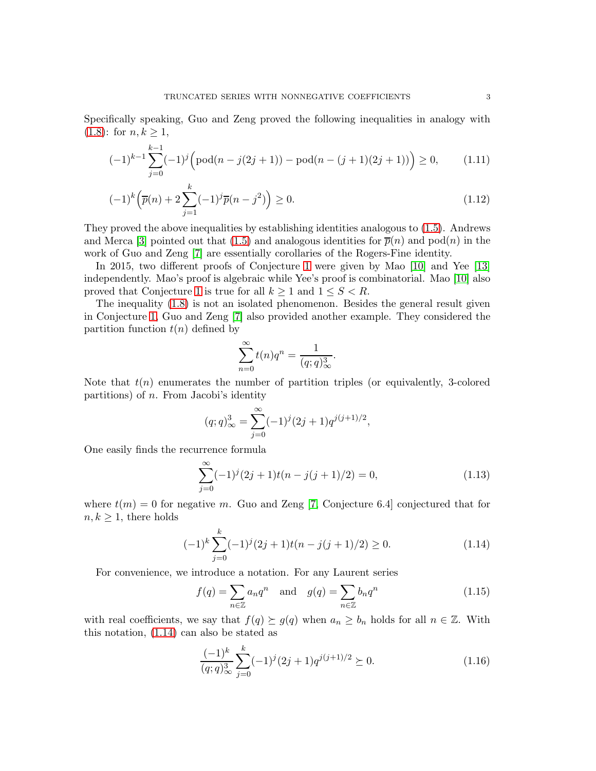Specifically speaking, Guo and Zeng proved the following inequalities in analogy with (1.8): for $n, k \geq 1$,

$$(-1)^{k-1} \sum_{j=0}^{k-1} (-1)^j \Big( \mathrm{pod}(n - j(2j+1)) - \mathrm{pod}(n - (j+1)(2j+1)) \Big) \geq 0, \tag{1.11}$$

$$(-1)^k \Big( \overline{p}(n) + 2 \sum_{j=1}^{k} (-1)^j \overline{p}(n - j^2) \Big) \geq 0. \tag{1.12}$$

They proved the above inequalities by establishing identities analogous to (1.5). Andrews and Merca [3] pointed out that (1.5) and analogous identities for $\overline{p}(n)$ and $\mathrm{pod}(n)$ in the work of Guo and Zeng [7] are essentially corollaries of the Rogers-Fine identity.

In 2015, two different proofs of Conjecture 1 were given by Mao [10] and Yee [13] independently. Mao's proof is algebraic while Yee's proof is combinatorial. Mao [10] also proved that Conjecture 1 is true for all $k \geq 1$ and $1 \leq S < R$.

The inequality (1.8) is not an isolated phenomenon. Besides the general result given in Conjecture 1, Guo and Zeng [7] also provided another example. They considered the partition function $t(n)$ defined by

$$\sum_{n=0}^{\infty} t(n) q^n = \frac{1}{(q;q)_\infty^3}.$$

Note that $t(n)$ enumerates the number of partition triples (or equivalently, 3-colored partitions) of $n$. From Jacobi's identity

$$(q;q)_\infty^3 = \sum_{j=0}^{\infty} (-1)^j (2j+1) q^{j(j+1)/2},$$

One easily finds the recurrence formula

$$\sum_{j=0}^{\infty} (-1)^j (2j+1) t(n - j(j+1)/2) = 0, \tag{1.13}$$

where $t(m) = 0$ for negative $m$. Guo and Zeng [7, Conjecture 6.4] conjectured that for $n, k \geq 1$, there holds

$$(-1)^k \sum_{j=0}^{k} (-1)^j (2j+1) t(n - j(j+1)/2) \geq 0. \tag{1.14}$$

For convenience, we introduce a notation. For any Laurent series

$$f(q) = \sum_{n \in \mathbb{Z}} a_n q^n \quad \text{and} \quad g(q) = \sum_{n \in \mathbb{Z}} b_n q^n \tag{1.15}$$

with real coefficients, we say that $f(q) \succeq g(q)$ when $a_n \geq b_n$ holds for all $n \in \mathbb{Z}$. With this notation, (1.14) can also be stated as

$$\frac{(-1)^k}{(q;q)_\infty^3} \sum_{j=0}^{k} (-1)^j (2j+1) q^{j(j+1)/2} \succeq 0. \tag{1.16}$$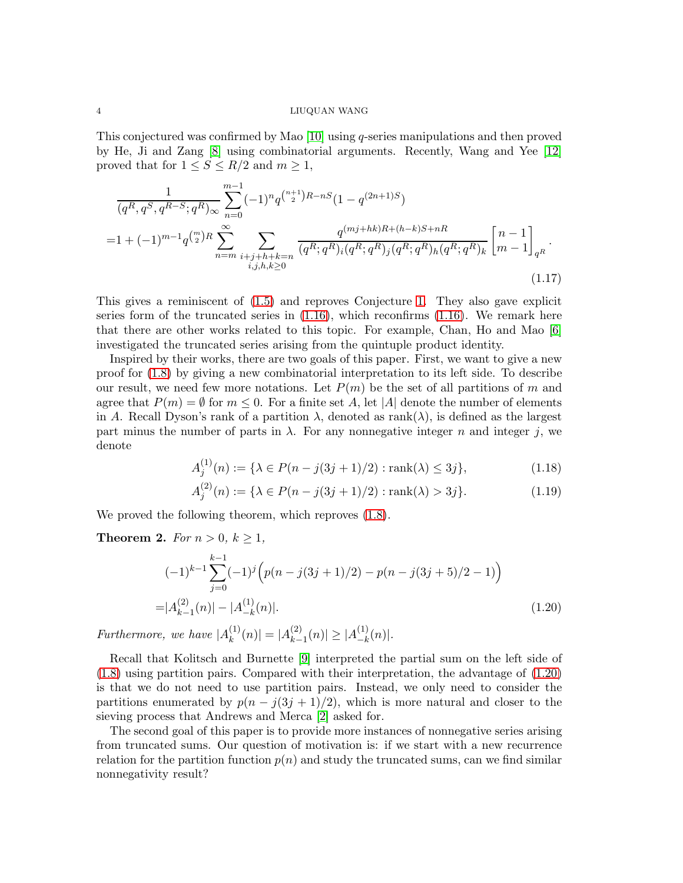This conjectured was confirmed by Mao [10] using $q$-series manipulations and then proved by He, Ji and Zang [8] using combinatorial arguments. Recently, Wang and Yee [12] proved that for $1 \le S \le R/2$ and $m \ge 1$,

$$
\begin{aligned}
&\frac{1}{(q^R, q^S, q^{R-S}; q^R)_\infty} \sum_{n=0}^{m-1} (-1)^n q^{\binom{n+1}{2}R - nS}(1-q^{(2n+1)S}) \\
=&1 + (-1)^{m-1} q^{\binom{m}{2}R} \sum_{n=m}^{\infty} \sum_{\substack{i+j+h+k=n \\ i,j,h,k\ge 0}} \frac{q^{(mj+hk)R+(h-k)S+nR}}{(q^R;q^R)_i (q^R;q^R)_j (q^R;q^R)_h (q^R;q^R)_k} {\begin{bmatrix} n-1 \\ m-1 \end{bmatrix}}_{q^R}.
\end{aligned} \tag{1.17}
$$

This gives a reminiscent of (1.5) and reproves Conjecture 1. They also gave explicit series form of the truncated series in (1.16), which reconfirms (1.16). We remark here that there are other works related to this topic. For example, Chan, Ho and Mao [6] investigated the truncated series arising from the quintuple product identity.

Inspired by their works, there are two goals of this paper. First, we want to give a new proof for (1.8) by giving a new combinatorial interpretation to its left side. To describe our result, we need few more notations. Let $P(m)$ be the set of all partitions of $m$ and agree that $P(m) = \emptyset$ for $m \le 0$. For a finite set $A$, let $|A|$ denote the number of elements in $A$. Recall Dyson's rank of a partition $\lambda$, denoted as $\mathrm{rank}(\lambda)$, is defined as the largest part minus the number of parts in $\lambda$. For any nonnegative integer $n$ and integer $j$, we denote

$$
A_j^{(1)}(n) := \{\lambda \in P(n - j(3j+1)/2) : \mathrm{rank}(\lambda) \le 3j\}, \tag{1.18}
$$

$$
A_j^{(2)}(n) := \{\lambda \in P(n - j(3j+1)/2) : \mathrm{rank}(\lambda) > 3j\}. \tag{1.19}
$$

We proved the following theorem, which reproves (1.8).

**Theorem 2.** *For $n > 0$, $k \ge 1$,*

$$
\begin{aligned}
&(-1)^{k-1} \sum_{j=0}^{k-1} (-1)^j \Big( p(n - j(3j+1)/2) - p(n - j(3j+5)/2 - 1) \Big) \\
=&|A_{k-1}^{(2)}(n)| - |A_{-k}^{(1)}(n)|.
\end{aligned} \tag{1.20}
$$

*Furthermore, we have $|A_k^{(1)}(n)| = |A_{k-1}^{(2)}(n)| \ge |A_{-k}^{(1)}(n)|$.*

Recall that Kolitsch and Burnette [9] interpreted the partial sum on the left side of (1.8) using partition pairs. Compared with their interpretation, the advantage of (1.20) is that we do not need to use partition pairs. Instead, we only need to consider the partitions enumerated by $p(n - j(3j+1)/2)$, which is more natural and closer to the sieving process that Andrews and Merca [2] asked for.

The second goal of this paper is to provide more instances of nonnegative series arising from truncated sums. Our question of motivation is: if we start with a new recurrence relation for the partition function $p(n)$ and study the truncated sums, can we find similar nonnegativity result?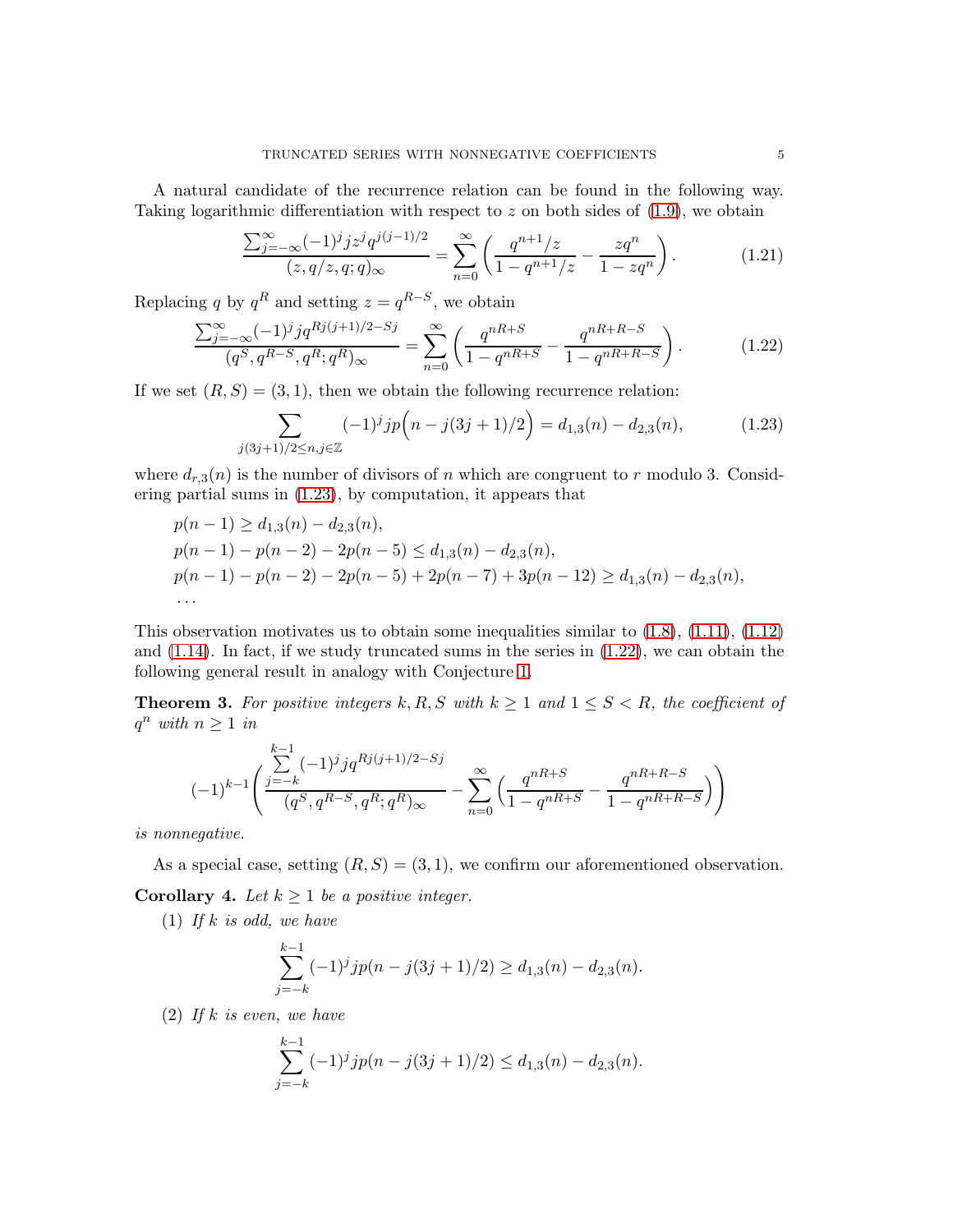A natural candidate of the recurrence relation can be found in the following way. Taking logarithmic differentiation with respect to $z$ on both sides of (1.9), we obtain

$$\frac{\sum_{j=-\infty}^{\infty}(-1)^j j z^j q^{j(j-1)/2}}{(z,q/z,q;q)_\infty}=\sum_{n=0}^{\infty}\left(\frac{q^{n+1}/z}{1-q^{n+1}/z}-\frac{zq^n}{1-zq^n}\right). \tag{1.21}$$

Replacing $q$ by $q^R$ and setting $z=q^{R-S}$, we obtain

$$\frac{\sum_{j=-\infty}^{\infty}(-1)^j j q^{Rj(j+1)/2-Sj}}{(q^S,q^{R-S},q^R;q^R)_\infty}=\sum_{n=0}^{\infty}\left(\frac{q^{nR+S}}{1-q^{nR+S}}-\frac{q^{nR+R-S}}{1-q^{nR+R-S}}\right). \tag{1.22}$$

If we set $(R,S)=(3,1)$, then we obtain the following recurrence relation:

$$\sum_{j(3j+1)/2\le n, j\in\mathbb{Z}}(-1)^j jp\Big(n-j(3j+1)/2\Big)=d_{1,3}(n)-d_{2,3}(n), \tag{1.23}$$

where $d_{r,3}(n)$ is the number of divisors of $n$ which are congruent to $r$ modulo 3. Considering partial sums in (1.23), by computation, it appears that

$$\begin{aligned}
&p(n-1)\ge d_{1,3}(n)-d_{2,3}(n),\\
&p(n-1)-p(n-2)-2p(n-5)\le d_{1,3}(n)-d_{2,3}(n),\\
&p(n-1)-p(n-2)-2p(n-5)+2p(n-7)+3p(n-12)\ge d_{1,3}(n)-d_{2,3}(n),\\
&\cdots
\end{aligned}$$

This observation motivates us to obtain some inequalities similar to (1.8), (1.11), (1.12) and (1.14). In fact, if we study truncated sums in the series in (1.22), we can obtain the following general result in analogy with Conjecture 1.

**Theorem 3.** *For positive integers $k,R,S$ with $k\ge 1$ and $1\le S<R$, the coefficient of $q^n$ with $n\ge 1$ in*

$$(-1)^{k-1}\left(\frac{\sum\limits_{j=-k}^{k-1}(-1)^j j q^{Rj(j+1)/2-Sj}}{(q^S,q^{R-S},q^R;q^R)_\infty}-\sum_{n=0}^{\infty}\Big(\frac{q^{nR+S}}{1-q^{nR+S}}-\frac{q^{nR+R-S}}{1-q^{nR+R-S}}\Big)\right)$$

*is nonnegative.*

As a special case, setting $(R,S)=(3,1)$, we confirm our aforementioned observation.

**Corollary 4.** *Let $k\ge 1$ be a positive integer.*

(1) *If $k$ is odd, we have*

$$\sum_{j=-k}^{k-1}(-1)^j jp(n-j(3j+1)/2)\ge d_{1,3}(n)-d_{2,3}(n).$$

(2) *If $k$ is even, we have*

$$\sum_{j=-k}^{k-1}(-1)^j jp(n-j(3j+1)/2)\le d_{1,3}(n)-d_{2,3}(n).$$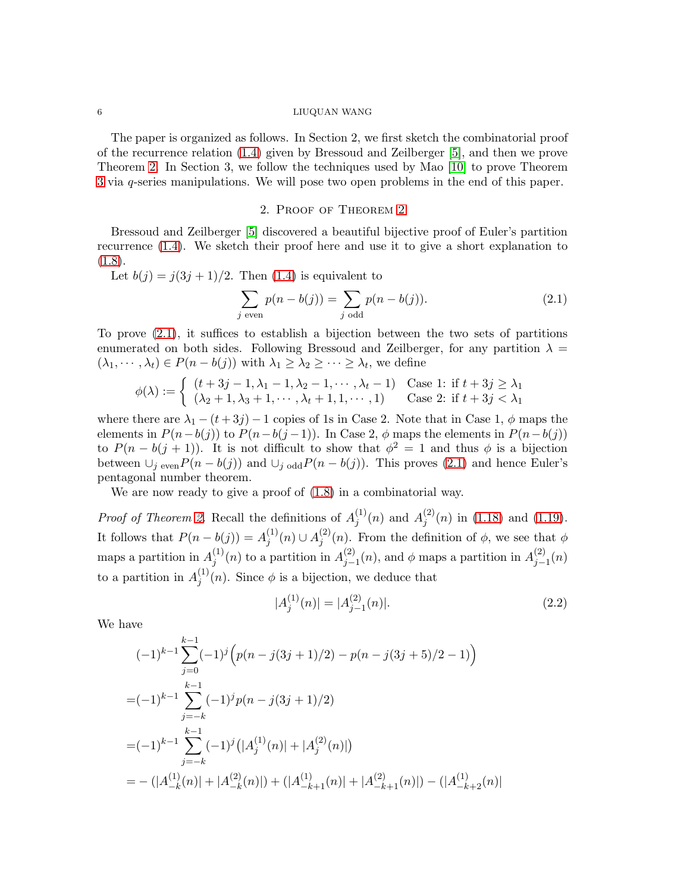The paper is organized as follows. In Section 2, we first sketch the combinatorial proof of the recurrence relation (1.4) given by Bressoud and Zeilberger [5], and then we prove Theorem 2. In Section 3, we follow the techniques used by Mao [10] to prove Theorem 3 via $q$-series manipulations. We will pose two open problems in the end of this paper.

## 2. Proof of Theorem 2

Bressoud and Zeilberger [5] discovered a beautiful bijective proof of Euler's partition recurrence (1.4). We sketch their proof here and use it to give a short explanation to (1.8).

Let $b(j) = j(3j+1)/2$. Then (1.4) is equivalent to

$$\sum_{j \text{ even}} p(n-b(j)) = \sum_{j \text{ odd}} p(n-b(j)). \tag{2.1}$$

To prove (2.1), it suffices to establish a bijection between the two sets of partitions enumerated on both sides. Following Bressoud and Zeilberger, for any partition $\lambda = (\lambda_1, \cdots, \lambda_t) \in P(n-b(j))$ with $\lambda_1 \ge \lambda_2 \ge \cdots \ge \lambda_t$, we define

$$\phi(\lambda) := \begin{cases} (t+3j-1, \lambda_1-1, \lambda_2-1, \cdots, \lambda_t-1) & \text{Case 1: if } t+3j \ge \lambda_1 \\ (\lambda_2+1, \lambda_3+1, \cdots, \lambda_t+1, 1, \cdots, 1) & \text{Case 2: if } t+3j < \lambda_1 \end{cases}$$

where there are $\lambda_1 - (t+3j) - 1$ copies of 1s in Case 2. Note that in Case 1, $\phi$ maps the elements in $P(n-b(j))$ to $P(n-b(j-1))$. In Case 2, $\phi$ maps the elements in $P(n-b(j))$ to $P(n-b(j+1))$. It is not difficult to show that $\phi^2 = 1$ and thus $\phi$ is a bijection between $\cup_{j \text{ even}} P(n-b(j))$ and $\cup_{j \text{ odd}} P(n-b(j))$. This proves (2.1) and hence Euler's pentagonal number theorem.

We are now ready to give a proof of (1.8) in a combinatorial way.

*Proof of Theorem 2.* Recall the definitions of $A_j^{(1)}(n)$ and $A_j^{(2)}(n)$ in (1.18) and (1.19). It follows that $P(n-b(j)) = A_j^{(1)}(n) \cup A_j^{(2)}(n)$. From the definition of $\phi$, we see that $\phi$ maps a partition in $A_j^{(1)}(n)$ to a partition in $A_{j-1}^{(2)}(n)$, and $\phi$ maps a partition in $A_{j-1}^{(2)}(n)$ to a partition in $A_j^{(1)}(n)$. Since $\phi$ is a bijection, we deduce that

$$|A_j^{(1)}(n)| = |A_{j-1}^{(2)}(n)|. \tag{2.2}$$

We have

$$\begin{aligned}
&(-1)^{k-1}\sum_{j=0}^{k-1}(-1)^j\Big(p(n-j(3j+1)/2) - p(n-j(3j+5)/2-1)\Big) \\
=&(-1)^{k-1}\sum_{j=-k}^{k-1}(-1)^j p(n-j(3j+1)/2) \\
=&(-1)^{k-1}\sum_{j=-k}^{k-1}(-1)^j\big(|A_j^{(1)}(n)| + |A_j^{(2)}(n)|\big) \\
=&-(|A_{-k}^{(1)}(n)| + |A_{-k}^{(2)}(n)|) + (|A_{-k+1}^{(1)}(n)| + |A_{-k+1}^{(2)}(n)|) - (|A_{-k+2}^{(1)}(n)|
\end{aligned}$$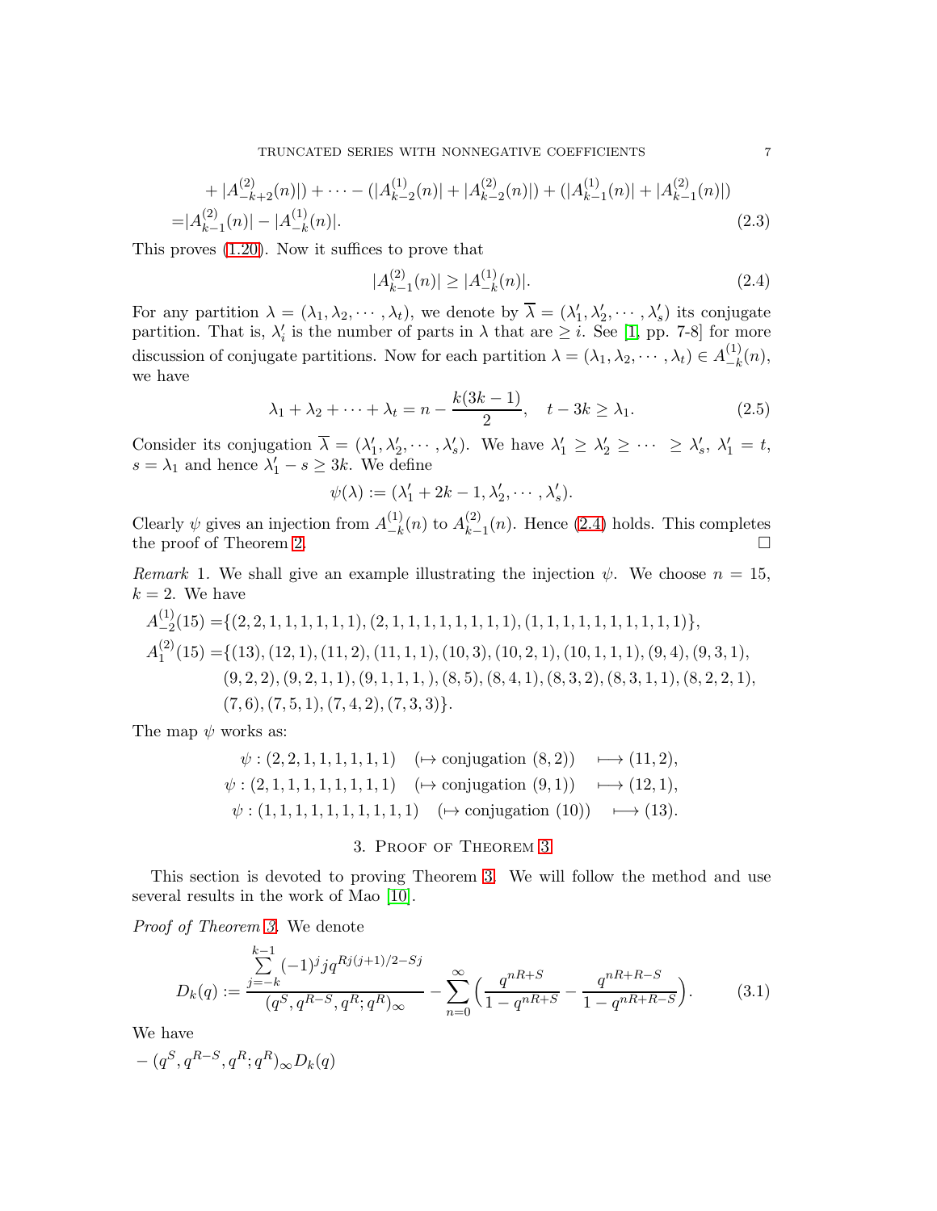$$
\begin{aligned}
&+|A^{(2)}_{-k+2}(n)|)+\cdots-(|A^{(1)}_{k-2}(n)|+|A^{(2)}_{k-2}(n)|)+(|A^{(1)}_{k-1}(n)|+|A^{(2)}_{k-1}(n)|)\\
=&|A^{(2)}_{k-1}(n)|-|A^{(1)}_{-k}(n)|. \qquad (2.3)
\end{aligned}
$$

This proves (1.20). Now it suffices to prove that

$$
|A^{(2)}_{k-1}(n)| \geq |A^{(1)}_{-k}(n)|. \qquad (2.4)
$$

For any partition $\lambda=(\lambda_1,\lambda_2,\cdots,\lambda_t)$, we denote by $\overline{\lambda}=(\lambda_1',\lambda_2',\cdots,\lambda_s')$ its conjugate partition. That is, $\lambda_i'$ is the number of parts in $\lambda$ that are $\geq i$. See [1, pp. 7-8] for more discussion of conjugate partitions. Now for each partition $\lambda=(\lambda_1,\lambda_2,\cdots,\lambda_t)\in A^{(1)}_{-k}(n)$, we have

$$
\lambda_1+\lambda_2+\cdots+\lambda_t=n-\frac{k(3k-1)}{2}, \quad t-3k\geq \lambda_1. \qquad (2.5)
$$

Consider its conjugation $\overline{\lambda}=(\lambda_1',\lambda_2',\cdots,\lambda_s')$. We have $\lambda_1'\geq\lambda_2'\geq\cdots\geq\lambda_s'$, $\lambda_1'=t$, $s=\lambda_1$ and hence $\lambda_1'-s\geq 3k$. We define

$$
\psi(\lambda):=(\lambda_1'+2k-1,\lambda_2',\cdots,\lambda_s').
$$

Clearly $\psi$ gives an injection from $A^{(1)}_{-k}(n)$ to $A^{(2)}_{k-1}(n)$. Hence (2.4) holds. This completes the proof of Theorem 2. □

*Remark* 1. We shall give an example illustrating the injection $\psi$. We choose $n=15$, $k=2$. We have

$$
\begin{aligned}
A^{(1)}_{-2}(15)=&\{(2,2,1,1,1,1,1,1),(2,1,1,1,1,1,1,1,1),(1,1,1,1,1,1,1,1,1,1)\},\\
A^{(2)}_{1}(15)=&\{(13),(12,1),(11,2),(11,1,1),(10,3),(10,2,1),(10,1,1,1),(9,4),(9,3,1),\\
&(9,2,2),(9,2,1,1),(9,1,1,1,),(8,5),(8,4,1),(8,3,2),(8,3,1,1),(8,2,2,1),\\
&(7,6),(7,5,1),(7,4,2),(7,3,3)\}.
\end{aligned}
$$

The map $\psi$ works as:

$$
\begin{aligned}
\psi:(2,2,1,1,1,1,1,1) \quad &(\mapsto \text{conjugation } (8,2)) \quad \longmapsto (11,2),\\
\psi:(2,1,1,1,1,1,1,1,1) \quad &(\mapsto \text{conjugation } (9,1)) \quad \longmapsto (12,1),\\
\psi:(1,1,1,1,1,1,1,1,1,1) \quad &(\mapsto \text{conjugation } (10)) \quad \longmapsto (13).
\end{aligned}
$$

## 3. Proof of Theorem 3

This section is devoted to proving Theorem 3. We will follow the method and use several results in the work of Mao [10].

*Proof of Theorem 3.* We denote

$$
D_k(q):=\frac{\sum\limits_{j=-k}^{k-1}(-1)^j j q^{Rj(j+1)/2-Sj}}{(q^S,q^{R-S},q^R;q^R)_\infty}-\sum_{n=0}^{\infty}\Big(\frac{q^{nR+S}}{1-q^{nR+S}}-\frac{q^{nR+R-S}}{1-q^{nR+R-S}}\Big). \qquad (3.1)
$$

We have

$$
-(q^S,q^{R-S},q^R;q^R)_\infty D_k(q)
$$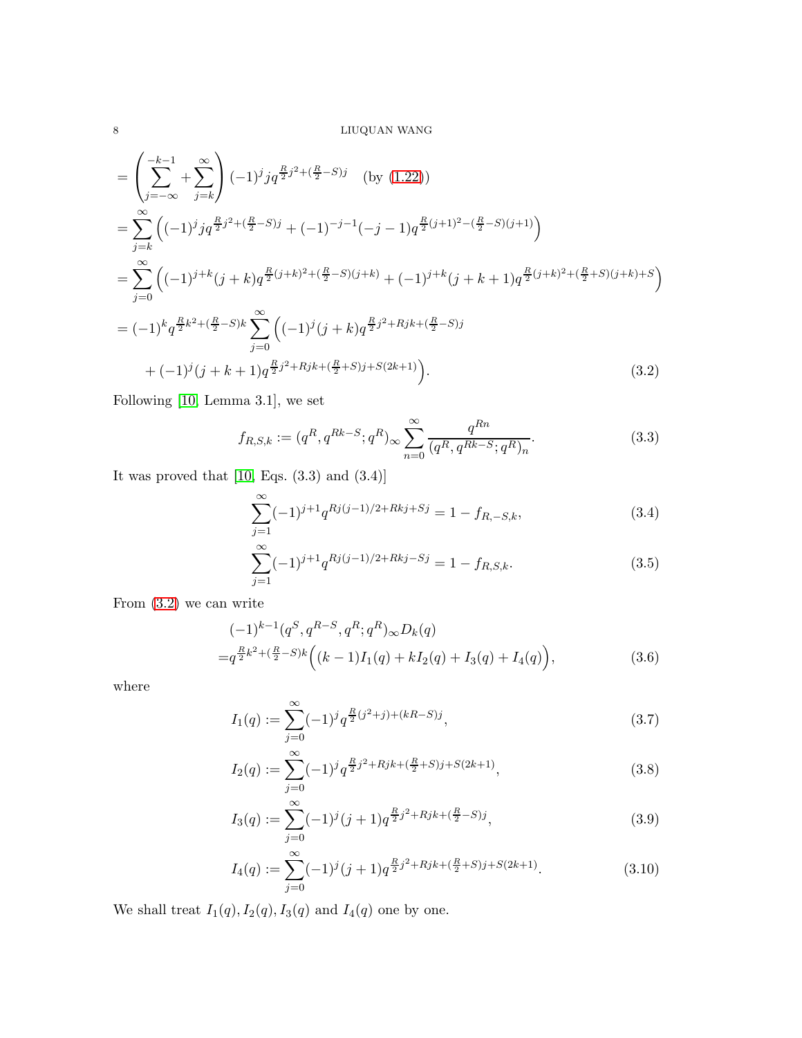$$
\begin{aligned}
&= \left(\sum_{j=-\infty}^{-k-1} + \sum_{j=k}^{\infty}\right) (-1)^j j q^{\frac{R}{2}j^2+(\frac{R}{2}-S)j} \quad \text{(by (1.22))} \\
&= \sum_{j=k}^{\infty} \Big( (-1)^j j q^{\frac{R}{2}j^2+(\frac{R}{2}-S)j} + (-1)^{-j-1}(-j-1) q^{\frac{R}{2}(j+1)^2-(\frac{R}{2}-S)(j+1)} \Big) \\
&= \sum_{j=0}^{\infty} \Big( (-1)^{j+k}(j+k) q^{\frac{R}{2}(j+k)^2+(\frac{R}{2}-S)(j+k)} + (-1)^{j+k}(j+k+1) q^{\frac{R}{2}(j+k)^2+(\frac{R}{2}+S)(j+k)+S} \Big) \\
&= (-1)^k q^{\frac{R}{2}k^2+(\frac{R}{2}-S)k} \sum_{j=0}^{\infty} \Big( (-1)^j (j+k) q^{\frac{R}{2}j^2+Rjk+(\frac{R}{2}-S)j} \\
&\qquad + (-1)^j (j+k+1) q^{\frac{R}{2}j^2+Rjk+(\frac{R}{2}+S)j+S(2k+1)} \Big). \qquad (3.2)
\end{aligned}
$$

Following [10, Lemma 3.1], we set

$$
f_{R,S,k} := (q^R, q^{Rk-S}; q^R)_\infty \sum_{n=0}^{\infty} \frac{q^{Rn}}{(q^R, q^{Rk-S}; q^R)_n}. \qquad (3.3)
$$

It was proved that [10, Eqs. (3.3) and (3.4)]

$$
\sum_{j=1}^{\infty} (-1)^{j+1} q^{Rj(j-1)/2+Rkj+Sj} = 1 - f_{R,-S,k}, \qquad (3.4)
$$

$$
\sum_{j=1}^{\infty} (-1)^{j+1} q^{Rj(j-1)/2+Rkj-Sj} = 1 - f_{R,S,k}. \qquad (3.5)
$$

From (3.2) we can write

$$
\begin{aligned}
&(-1)^{k-1}(q^S, q^{R-S}, q^R; q^R)_\infty D_k(q) \\
=& q^{\frac{R}{2}k^2+(\frac{R}{2}-S)k} \Big( (k-1)I_1(q) + kI_2(q) + I_3(q) + I_4(q) \Big), \qquad (3.6)
\end{aligned}
$$

where

$$
I_1(q) := \sum_{j=0}^{\infty} (-1)^j q^{\frac{R}{2}(j^2+j)+(kR-S)j}, \qquad (3.7)
$$

$$
I_2(q) := \sum_{j=0}^{\infty} (-1)^j q^{\frac{R}{2}j^2+Rjk+(\frac{R}{2}+S)j+S(2k+1)}, \qquad (3.8)
$$

$$
I_3(q) := \sum_{j=0}^{\infty} (-1)^j (j+1) q^{\frac{R}{2}j^2+Rjk+(\frac{R}{2}-S)j}, \qquad (3.9)
$$

$$
I_4(q) := \sum_{j=0}^{\infty} (-1)^j (j+1) q^{\frac{R}{2}j^2+Rjk+(\frac{R}{2}+S)j+S(2k+1)}. \qquad (3.10)
$$

We shall treat $I_1(q), I_2(q), I_3(q)$ and $I_4(q)$ one by one.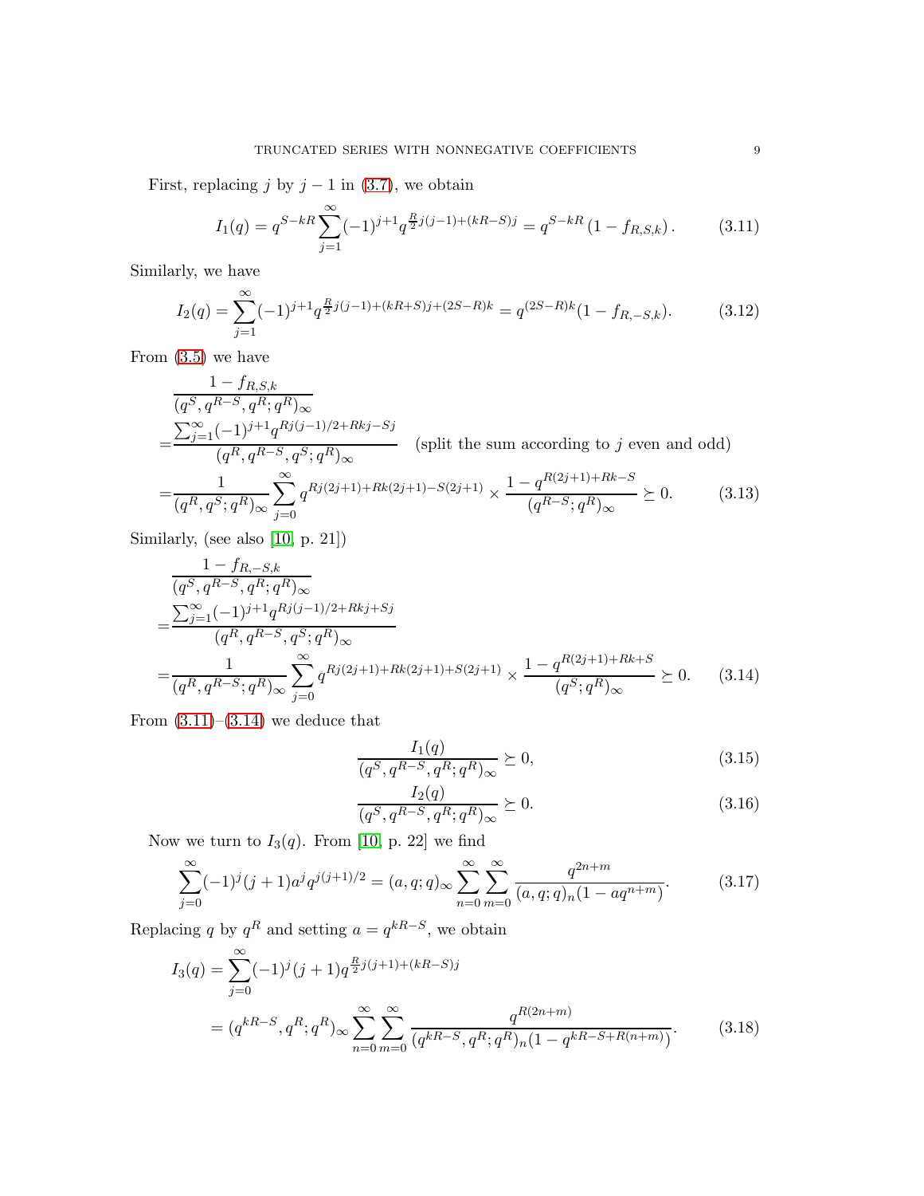First, replacing $j$ by $j-1$ in (3.7), we obtain

$$I_1(q)=q^{S-kR}\sum_{j=1}^{\infty}(-1)^{j+1}q^{\frac{R}{2}j(j-1)+(kR-S)j}=q^{S-kR}\left(1-f_{R,S,k}\right). \tag{3.11}$$

Similarly, we have

$$I_2(q)=\sum_{j=1}^{\infty}(-1)^{j+1}q^{\frac{R}{2}j(j-1)+(kR+S)j+(2S-R)k}=q^{(2S-R)k}(1-f_{R,-S,k}). \tag{3.12}$$

From (3.5) we have

$$\begin{aligned}
&\frac{1-f_{R,S,k}}{(q^S,q^{R-S},q^R;q^R)_\infty} \\
=&\frac{\sum_{j=1}^{\infty}(-1)^{j+1}q^{Rj(j-1)/2+Rkj-Sj}}{(q^R,q^{R-S},q^S;q^R)_\infty} \quad \text{(split the sum according to } j \text{ even and odd)} \\
=&\frac{1}{(q^R,q^S;q^R)_\infty}\sum_{j=0}^{\infty}q^{Rj(2j+1)+Rk(2j+1)-S(2j+1)}\times\frac{1-q^{R(2j+1)+Rk-S}}{(q^{R-S};q^R)_\infty}\succeq 0.
\end{aligned} \tag{3.13}$$

Similarly, (see also [10, p. 21])

$$\begin{aligned}
&\frac{1-f_{R,-S,k}}{(q^S,q^{R-S},q^R;q^R)_\infty} \\
=&\frac{\sum_{j=1}^{\infty}(-1)^{j+1}q^{Rj(j-1)/2+Rkj+Sj}}{(q^R,q^{R-S},q^S;q^R)_\infty} \\
=&\frac{1}{(q^R,q^{R-S};q^R)_\infty}\sum_{j=0}^{\infty}q^{Rj(2j+1)+Rk(2j+1)+S(2j+1)}\times\frac{1-q^{R(2j+1)+Rk+S}}{(q^S;q^R)_\infty}\succeq 0.
\end{aligned} \tag{3.14}$$

From (3.11)–(3.14) we deduce that

$$\frac{I_1(q)}{(q^S,q^{R-S},q^R;q^R)_\infty}\succeq 0, \tag{3.15}$$

$$\frac{I_2(q)}{(q^S,q^{R-S},q^R;q^R)_\infty}\succeq 0. \tag{3.16}$$

Now we turn to $I_3(q)$. From [10, p. 22] we find

$$\sum_{j=0}^{\infty}(-1)^j(j+1)a^jq^{j(j+1)/2}=(a,q;q)_\infty\sum_{n=0}^{\infty}\sum_{m=0}^{\infty}\frac{q^{2n+m}}{(a,q;q)_n(1-aq^{n+m})}. \tag{3.17}$$

Replacing $q$ by $q^R$ and setting $a=q^{kR-S}$, we obtain

$$\begin{aligned}
I_3(q)&=\sum_{j=0}^{\infty}(-1)^j(j+1)q^{\frac{R}{2}j(j+1)+(kR-S)j} \\
&=(q^{kR-S},q^R;q^R)_\infty\sum_{n=0}^{\infty}\sum_{m=0}^{\infty}\frac{q^{R(2n+m)}}{(q^{kR-S},q^R;q^R)_n(1-q^{kR-S+R(n+m)})}.
\end{aligned} \tag{3.18}$$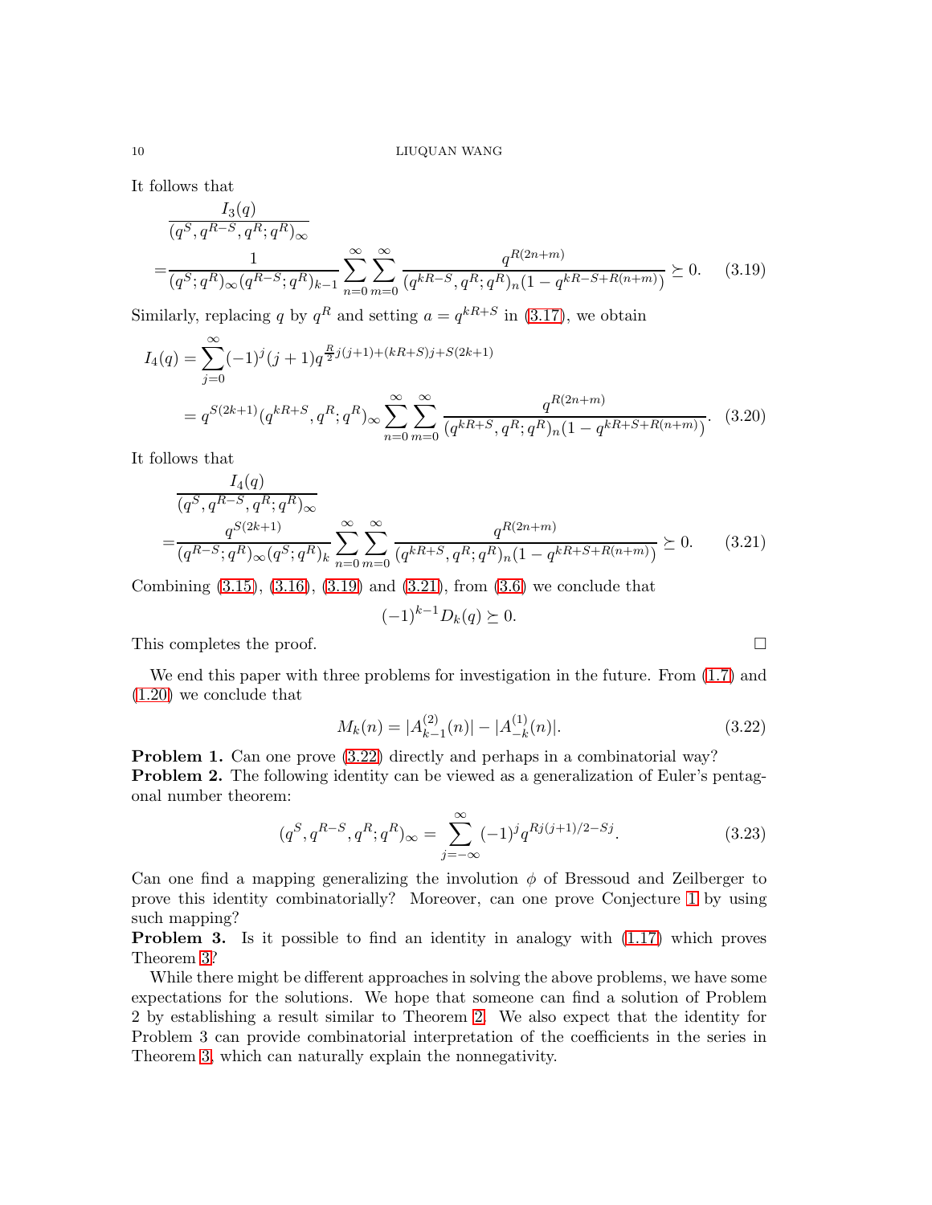It follows that

$$
\begin{aligned}
&\frac{I_3(q)}{(q^S, q^{R-S}, q^R; q^R)_\infty} \\
=&\frac{1}{(q^S;q^R)_\infty (q^{R-S};q^R)_{k-1}} \sum_{n=0}^{\infty}\sum_{m=0}^{\infty} \frac{q^{R(2n+m)}}{(q^{kR-S}, q^R; q^R)_n (1-q^{kR-S+R(n+m)})} \succeq 0. \qquad (3.19)
\end{aligned}
$$

Similarly, replacing $q$ by $q^R$ and setting $a=q^{kR+S}$ in (3.17), we obtain

$$
\begin{aligned}
I_4(q) &= \sum_{j=0}^{\infty} (-1)^j (j+1) q^{\frac{R}{2}j(j+1)+(kR+S)j+S(2k+1)} \\
&= q^{S(2k+1)} (q^{kR+S}, q^R; q^R)_\infty \sum_{n=0}^{\infty}\sum_{m=0}^{\infty} \frac{q^{R(2n+m)}}{(q^{kR+S}, q^R; q^R)_n (1-q^{kR+S+R(n+m)})}. \qquad (3.20)
\end{aligned}
$$

It follows that

$$
\begin{aligned}
&\frac{I_4(q)}{(q^S, q^{R-S}, q^R; q^R)_\infty} \\
=&\frac{q^{S(2k+1)}}{(q^{R-S};q^R)_\infty (q^S;q^R)_k} \sum_{n=0}^{\infty}\sum_{m=0}^{\infty} \frac{q^{R(2n+m)}}{(q^{kR+S}, q^R; q^R)_n (1-q^{kR+S+R(n+m)})} \succeq 0. \qquad (3.21)
\end{aligned}
$$

Combining (3.15), (3.16), (3.19) and (3.21), from (3.6) we conclude that

$$
(-1)^{k-1} D_k(q) \succeq 0.
$$

This completes the proof. □

We end this paper with three problems for investigation in the future. From (1.7) and (1.20) we conclude that

$$
M_k(n) = |A_{k-1}^{(2)}(n)| - |A_{-k}^{(1)}(n)|. \qquad (3.22)
$$

**Problem 1.** Can one prove (3.22) directly and perhaps in a combinatorial way?

**Problem 2.** The following identity can be viewed as a generalization of Euler's pentagonal number theorem:

$$
(q^S, q^{R-S}, q^R; q^R)_\infty = \sum_{j=-\infty}^{\infty} (-1)^j q^{Rj(j+1)/2 - Sj}. \qquad (3.23)
$$

Can one find a mapping generalizing the involution $\phi$ of Bressoud and Zeilberger to prove this identity combinatorially? Moreover, can one prove Conjecture 1 by using such mapping?

**Problem 3.** Is it possible to find an identity in analogy with (1.17) which proves Theorem 3?

While there might be different approaches in solving the above problems, we have some expectations for the solutions. We hope that someone can find a solution of Problem 2 by establishing a result similar to Theorem 2. We also expect that the identity for Problem 3 can provide combinatorial interpretation of the coefficients in the series in Theorem 3, which can naturally explain the nonnegativity.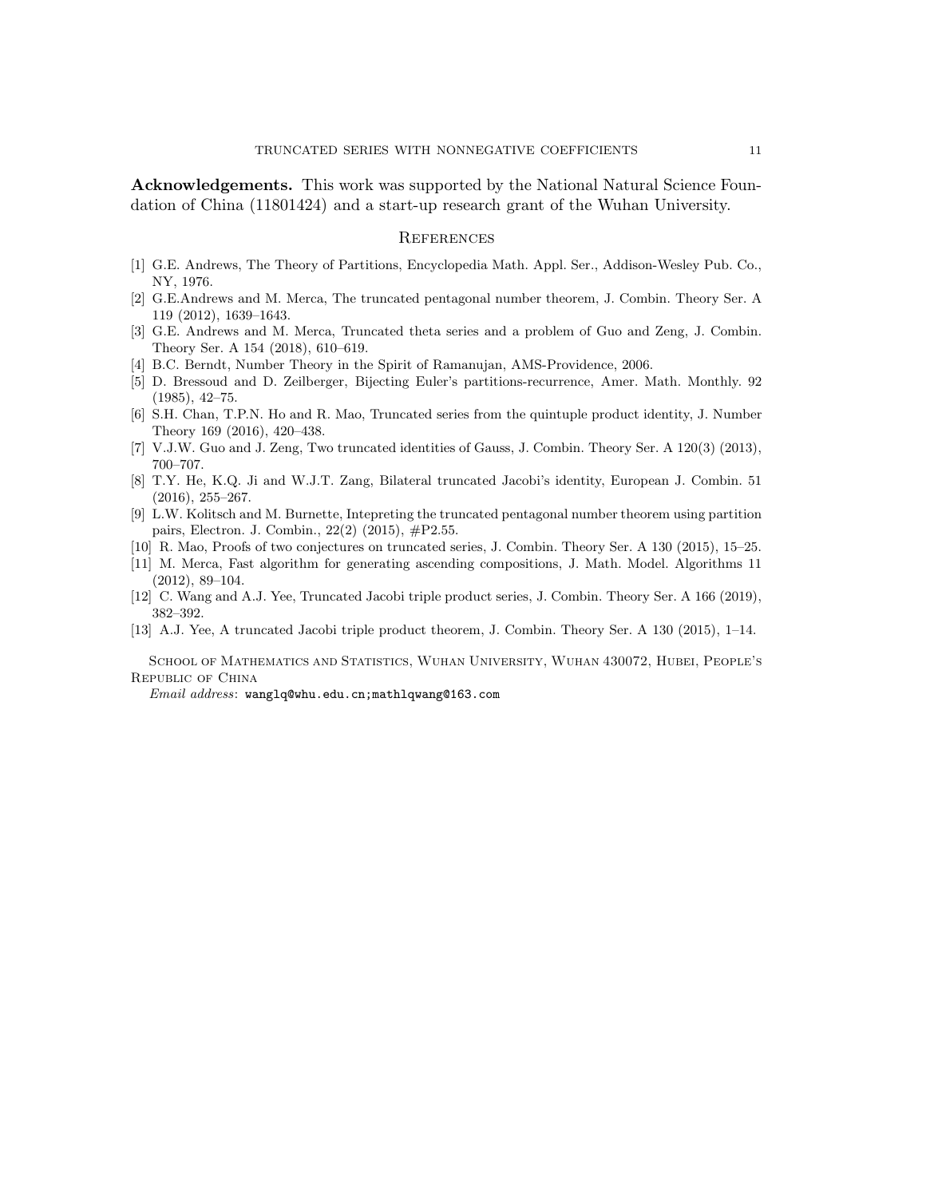**Acknowledgements.** This work was supported by the National Natural Science Foundation of China (11801424) and a start-up research grant of the Wuhan University.

## References

[1] G.E. Andrews, The Theory of Partitions, Encyclopedia Math. Appl. Ser., Addison-Wesley Pub. Co., NY, 1976.

[2] G.E.Andrews and M. Merca, The truncated pentagonal number theorem, J. Combin. Theory Ser. A 119 (2012), 1639–1643.

[3] G.E. Andrews and M. Merca, Truncated theta series and a problem of Guo and Zeng, J. Combin. Theory Ser. A 154 (2018), 610–619.

[4] B.C. Berndt, Number Theory in the Spirit of Ramanujan, AMS-Providence, 2006.

[5] D. Bressoud and D. Zeilberger, Bijecting Euler's partitions-recurrence, Amer. Math. Monthly. 92 (1985), 42–75.

[6] S.H. Chan, T.P.N. Ho and R. Mao, Truncated series from the quintuple product identity, J. Number Theory 169 (2016), 420–438.

[7] V.J.W. Guo and J. Zeng, Two truncated identities of Gauss, J. Combin. Theory Ser. A 120(3) (2013), 700–707.

[8] T.Y. He, K.Q. Ji and W.J.T. Zang, Bilateral truncated Jacobi's identity, European J. Combin. 51 (2016), 255–267.

[9] L.W. Kolitsch and M. Burnette, Intepreting the truncated pentagonal number theorem using partition pairs, Electron. J. Combin., 22(2) (2015), #P2.55.

[10] R. Mao, Proofs of two conjectures on truncated series, J. Combin. Theory Ser. A 130 (2015), 15–25.

[11] M. Merca, Fast algorithm for generating ascending compositions, J. Math. Model. Algorithms 11 (2012), 89–104.

[12] C. Wang and A.J. Yee, Truncated Jacobi triple product series, J. Combin. Theory Ser. A 166 (2019), 382–392.

[13] A.J. Yee, A truncated Jacobi triple product theorem, J. Combin. Theory Ser. A 130 (2015), 1–14.

School of Mathematics and Statistics, Wuhan University, Wuhan 430072, Hubei, People's Republic of China

*Email address*: wanglq@whu.edu.cn;mathlqwang@163.com